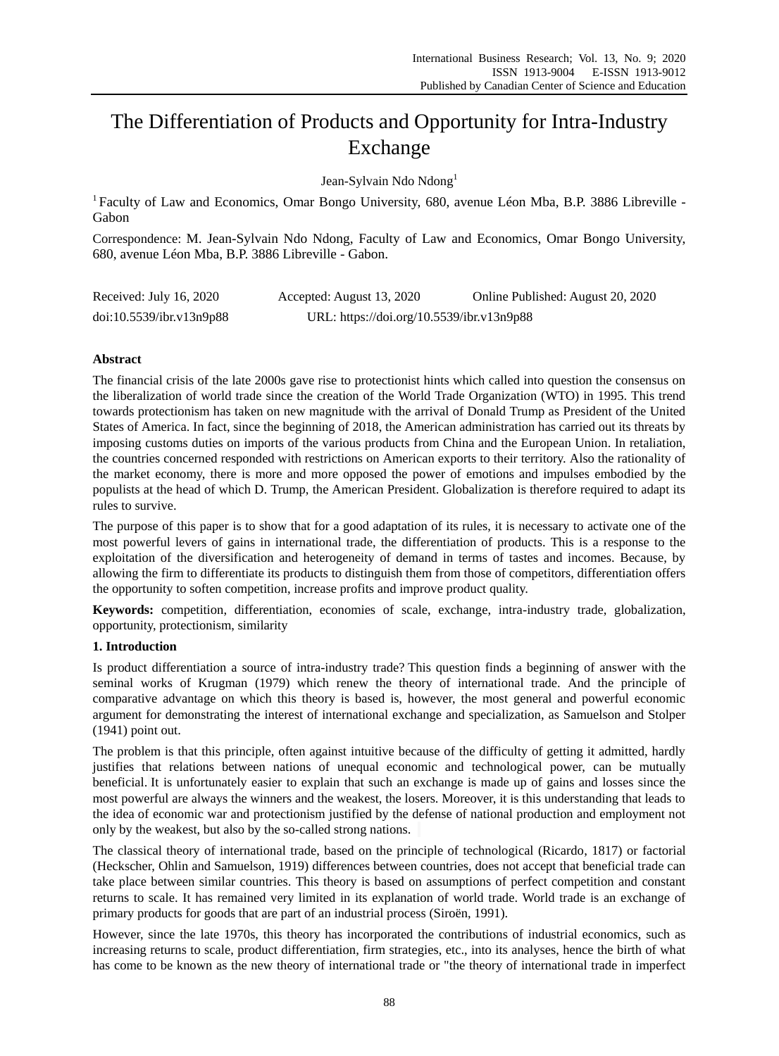# The Differentiation of Products and Opportunity for Intra-Industry Exchange

Jean-Sylvain Ndo Ndong[1]

[1] Faculty of Law and Economics, Omar Bongo University, 680, avenue Léon Mba, B.P. 3886 Libreville - Gabon

Correspondence: M. Jean-Sylvain Ndo Ndong, Faculty of Law and Economics, Omar Bongo University, 680, avenue Léon Mba, B.P. 3886 Libreville - Gabon.

Received: July 16, 2020 Accepted: August 13, 2020 Online Published: August 20, 2020

doi:10.5539/ibr.v13n9p88 URL: https://doi.org/10.5539/ibr.v13n9p88

## Abstract

The financial crisis of the late 2000s gave rise to protectionist hints which called into question the consensus on the liberalization of world trade since the creation of the World Trade Organization (WTO) in 1995. This trend towards protectionism has taken on new magnitude with the arrival of Donald Trump as President of the United States of America. In fact, since the beginning of 2018, the American administration has carried out its threats by imposing customs duties on imports of the various products from China and the European Union. In retaliation, the countries concerned responded with restrictions on American exports to their territory. Also the rationality of the market economy, there is more and more opposed the power of emotions and impulses embodied by the populists at the head of which D. Trump, the American President. Globalization is therefore required to adapt its rules to survive.

The purpose of this paper is to show that for a good adaptation of its rules, it is necessary to activate one of the most powerful levers of gains in international trade, the differentiation of products. This is a response to the exploitation of the diversification and heterogeneity of demand in terms of tastes and incomes. Because, by allowing the firm to differentiate its products to distinguish them from those of competitors, differentiation offers the opportunity to soften competition, increase profits and improve product quality.

**Keywords:** competition, differentiation, economies of scale, exchange, intra-industry trade, globalization, opportunity, protectionism, similarity

## 1. Introduction

Is product differentiation a source of intra-industry trade? This question finds a beginning of answer with the seminal works of Krugman (1979) which renew the theory of international trade. And the principle of comparative advantage on which this theory is based is, however, the most general and powerful economic argument for demonstrating the interest of international exchange and specialization, as Samuelson and Stolper (1941) point out.

The problem is that this principle, often against intuitive because of the difficulty of getting it admitted, hardly justifies that relations between nations of unequal economic and technological power, can be mutually beneficial. It is unfortunately easier to explain that such an exchange is made up of gains and losses since the most powerful are always the winners and the weakest, the losers. Moreover, it is this understanding that leads to the idea of economic war and protectionism justified by the defense of national production and employment not only by the weakest, but also by the so-called strong nations.

The classical theory of international trade, based on the principle of technological (Ricardo, 1817) or factorial (Heckscher, Ohlin and Samuelson, 1919) differences between countries, does not accept that beneficial trade can take place between similar countries. This theory is based on assumptions of perfect competition and constant returns to scale. It has remained very limited in its explanation of world trade. World trade is an exchange of primary products for goods that are part of an industrial process (Siroën, 1991).

However, since the late 1970s, this theory has incorporated the contributions of industrial economics, such as increasing returns to scale, product differentiation, firm strategies, etc., into its analyses, hence the birth of what has come to be known as the new theory of international trade or "the theory of international trade in imperfect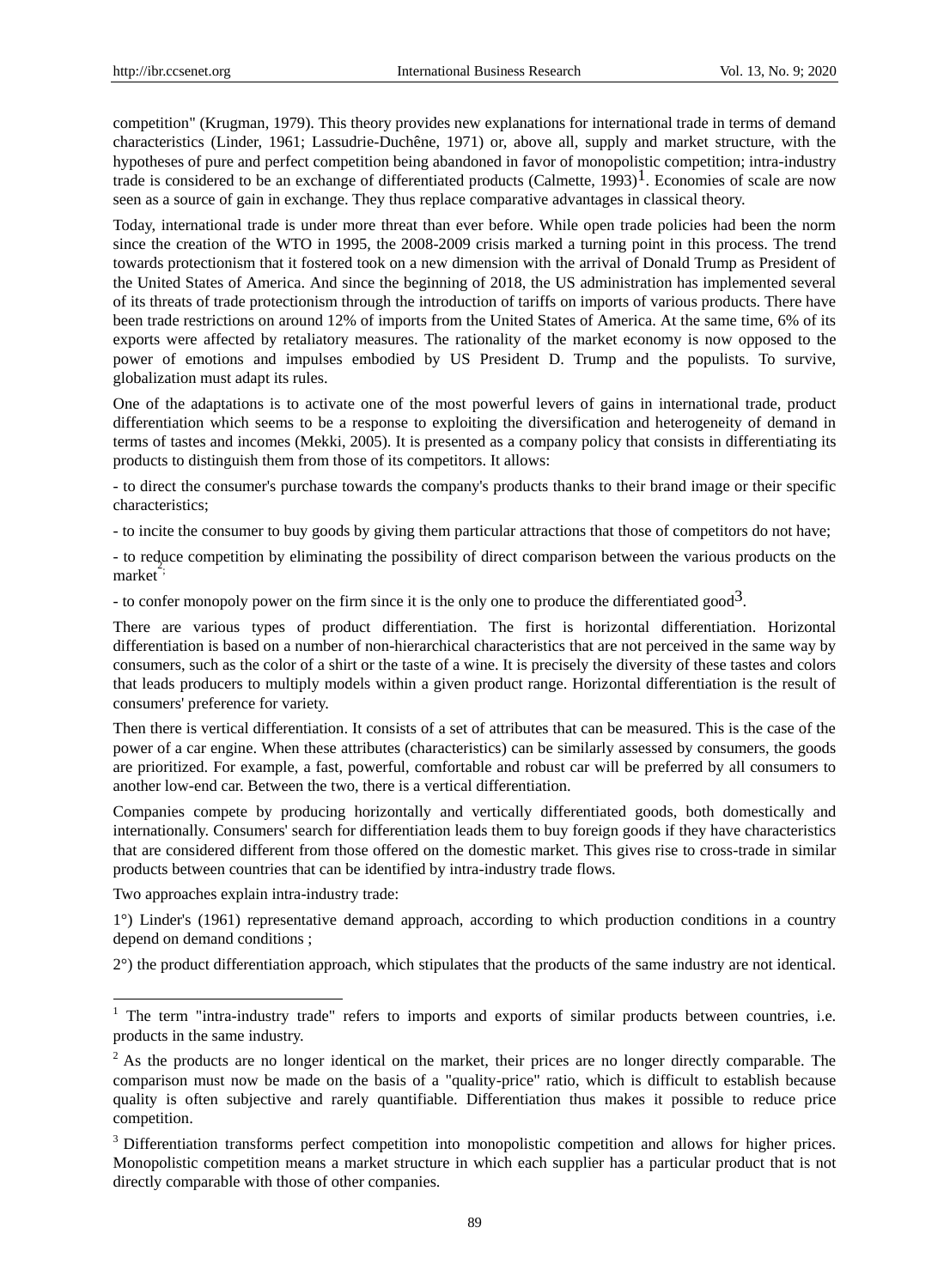competition" (Krugman, 1979). This theory provides new explanations for international trade in terms of demand characteristics (Linder, 1961; Lassudrie-Duchêne, 1971) or, above all, supply and market structure, with the hypotheses of pure and perfect competition being abandoned in favor of monopolistic competition; intra-industry trade is considered to be an exchange of differentiated products (Calmette, 1993)[1]. Economies of scale are now seen as a source of gain in exchange. They thus replace comparative advantages in classical theory.

Today, international trade is under more threat than ever before. While open trade policies had been the norm since the creation of the WTO in 1995, the 2008-2009 crisis marked a turning point in this process. The trend towards protectionism that it fostered took on a new dimension with the arrival of Donald Trump as President of the United States of America. And since the beginning of 2018, the US administration has implemented several of its threats of trade protectionism through the introduction of tariffs on imports of various products. There have been trade restrictions on around 12% of imports from the United States of America. At the same time, 6% of its exports were affected by retaliatory measures. The rationality of the market economy is now opposed to the power of emotions and impulses embodied by US President D. Trump and the populists. To survive, globalization must adapt its rules.

One of the adaptations is to activate one of the most powerful levers of gains in international trade, product differentiation which seems to be a response to exploiting the diversification and heterogeneity of demand in terms of tastes and incomes (Mekki, 2005). It is presented as a company policy that consists in differentiating its products to distinguish them from those of its competitors. It allows:

- to direct the consumer's purchase towards the company's products thanks to their brand image or their specific characteristics;

- to incite the consumer to buy goods by giving them particular attractions that those of competitors do not have;

- to reduce competition by eliminating the possibility of direct comparison between the various products on the market[2];

- to confer monopoly power on the firm since it is the only one to produce the differentiated good[3].

There are various types of product differentiation. The first is horizontal differentiation. Horizontal differentiation is based on a number of non-hierarchical characteristics that are not perceived in the same way by consumers, such as the color of a shirt or the taste of a wine. It is precisely the diversity of these tastes and colors that leads producers to multiply models within a given product range. Horizontal differentiation is the result of consumers' preference for variety.

Then there is vertical differentiation. It consists of a set of attributes that can be measured. This is the case of the power of a car engine. When these attributes (characteristics) can be similarly assessed by consumers, the goods are prioritized. For example, a fast, powerful, comfortable and robust car will be preferred by all consumers to another low-end car. Between the two, there is a vertical differentiation.

Companies compete by producing horizontally and vertically differentiated goods, both domestically and internationally. Consumers' search for differentiation leads them to buy foreign goods if they have characteristics that are considered different from those offered on the domestic market. This gives rise to cross-trade in similar products between countries that can be identified by intra-industry trade flows.

Two approaches explain intra-industry trade:

1°) Linder's (1961) representative demand approach, according to which production conditions in a country depend on demand conditions ;

2°) the product differentiation approach, which stipulates that the products of the same industry are not identical.

---

[1] The term "intra-industry trade" refers to imports and exports of similar products between countries, i.e. products in the same industry.

[2] As the products are no longer identical on the market, their prices are no longer directly comparable. The comparison must now be made on the basis of a "quality-price" ratio, which is difficult to establish because quality is often subjective and rarely quantifiable. Differentiation thus makes it possible to reduce price competition.

[3] Differentiation transforms perfect competition into monopolistic competition and allows for higher prices. Monopolistic competition means a market structure in which each supplier has a particular product that is not directly comparable with those of other companies.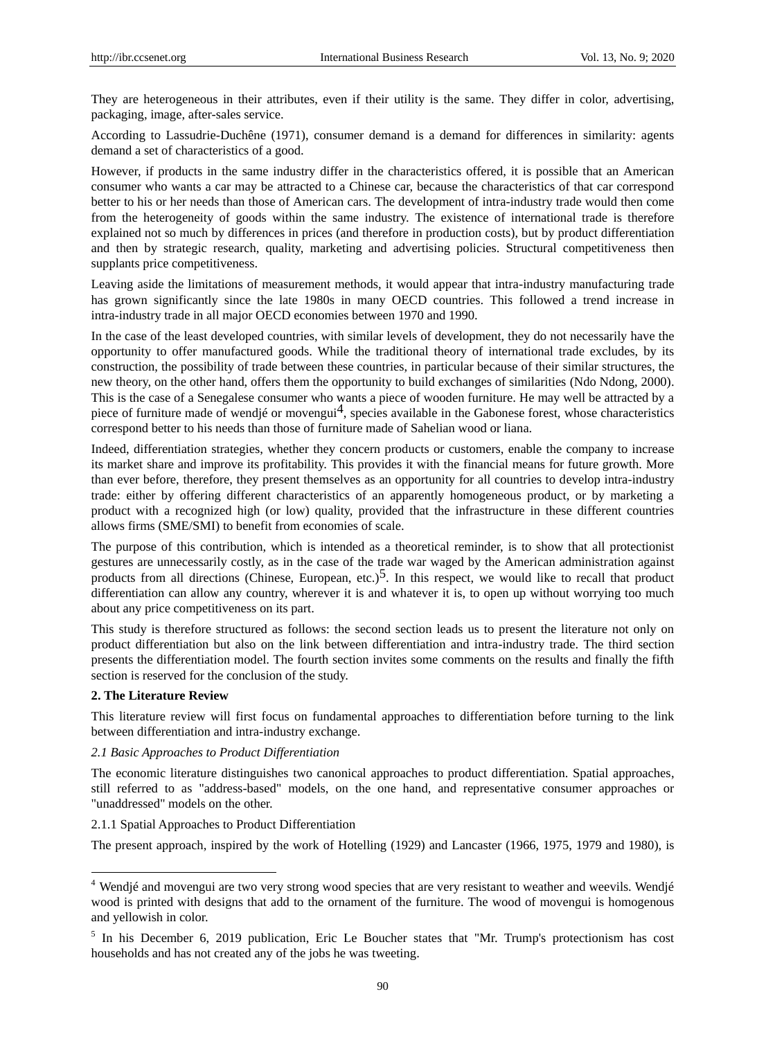They are heterogeneous in their attributes, even if their utility is the same. They differ in color, advertising, packaging, image, after-sales service.

According to Lassudrie-Duchêne (1971), consumer demand is a demand for differences in similarity: agents demand a set of characteristics of a good.

However, if products in the same industry differ in the characteristics offered, it is possible that an American consumer who wants a car may be attracted to a Chinese car, because the characteristics of that car correspond better to his or her needs than those of American cars. The development of intra-industry trade would then come from the heterogeneity of goods within the same industry. The existence of international trade is therefore explained not so much by differences in prices (and therefore in production costs), but by product differentiation and then by strategic research, quality, marketing and advertising policies. Structural competitiveness then supplants price competitiveness.

Leaving aside the limitations of measurement methods, it would appear that intra-industry manufacturing trade has grown significantly since the late 1980s in many OECD countries. This followed a trend increase in intra-industry trade in all major OECD economies between 1970 and 1990.

In the case of the least developed countries, with similar levels of development, they do not necessarily have the opportunity to offer manufactured goods. While the traditional theory of international trade excludes, by its construction, the possibility of trade between these countries, in particular because of their similar structures, the new theory, on the other hand, offers them the opportunity to build exchanges of similarities (Ndo Ndong, 2000). This is the case of a Senegalese consumer who wants a piece of wooden furniture. He may well be attracted by a piece of furniture made of wendjé or movengui[4], species available in the Gabonese forest, whose characteristics correspond better to his needs than those of furniture made of Sahelian wood or liana.

Indeed, differentiation strategies, whether they concern products or customers, enable the company to increase its market share and improve its profitability. This provides it with the financial means for future growth. More than ever before, therefore, they present themselves as an opportunity for all countries to develop intra-industry trade: either by offering different characteristics of an apparently homogeneous product, or by marketing a product with a recognized high (or low) quality, provided that the infrastructure in these different countries allows firms (SME/SMI) to benefit from economies of scale.

The purpose of this contribution, which is intended as a theoretical reminder, is to show that all protectionist gestures are unnecessarily costly, as in the case of the trade war waged by the American administration against products from all directions (Chinese, European, etc.)[5]. In this respect, we would like to recall that product differentiation can allow any country, wherever it is and whatever it is, to open up without worrying too much about any price competitiveness on its part.

This study is therefore structured as follows: the second section leads us to present the literature not only on product differentiation but also on the link between differentiation and intra-industry trade. The third section presents the differentiation model. The fourth section invites some comments on the results and finally the fifth section is reserved for the conclusion of the study.

## 2. The Literature Review

This literature review will first focus on fundamental approaches to differentiation before turning to the link between differentiation and intra-industry exchange.

### *2.1 Basic Approaches to Product Differentiation*

The economic literature distinguishes two canonical approaches to product differentiation. Spatial approaches, still referred to as "address-based" models, on the one hand, and representative consumer approaches or "unaddressed" models on the other.

#### 2.1.1 Spatial Approaches to Product Differentiation

The present approach, inspired by the work of Hotelling (1929) and Lancaster (1966, 1975, 1979 and 1980), is

---

[4] Wendjé and movengui are two very strong wood species that are very resistant to weather and weevils. Wendjé wood is printed with designs that add to the ornament of the furniture. The wood of movengui is homogenous and yellowish in color.

[5] In his December 6, 2019 publication, Eric Le Boucher states that "Mr. Trump's protectionism has cost households and has not created any of the jobs he was tweeting.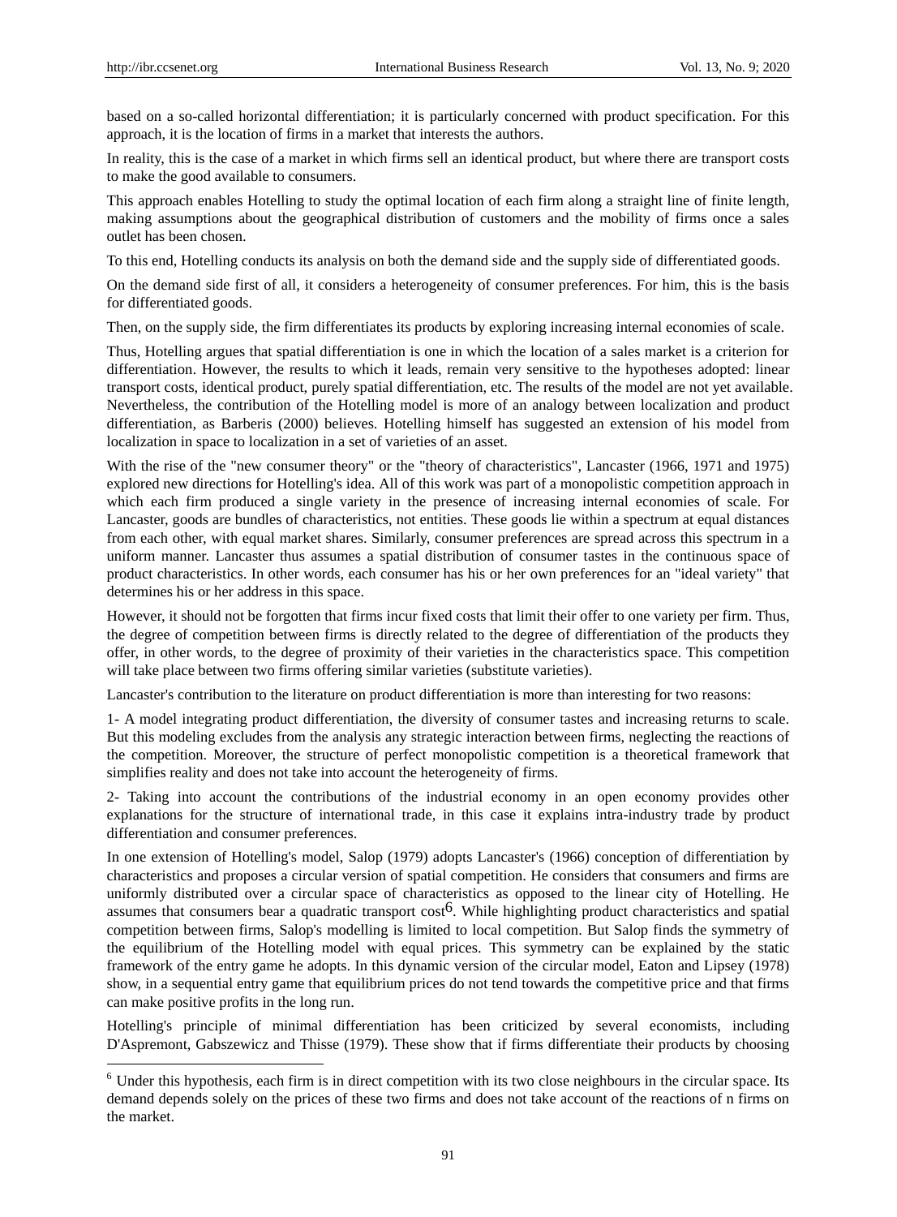based on a so-called horizontal differentiation; it is particularly concerned with product specification. For this approach, it is the location of firms in a market that interests the authors.

In reality, this is the case of a market in which firms sell an identical product, but where there are transport costs to make the good available to consumers.

This approach enables Hotelling to study the optimal location of each firm along a straight line of finite length, making assumptions about the geographical distribution of customers and the mobility of firms once a sales outlet has been chosen.

To this end, Hotelling conducts its analysis on both the demand side and the supply side of differentiated goods.

On the demand side first of all, it considers a heterogeneity of consumer preferences. For him, this is the basis for differentiated goods.

Then, on the supply side, the firm differentiates its products by exploring increasing internal economies of scale.

Thus, Hotelling argues that spatial differentiation is one in which the location of a sales market is a criterion for differentiation. However, the results to which it leads, remain very sensitive to the hypotheses adopted: linear transport costs, identical product, purely spatial differentiation, etc. The results of the model are not yet available. Nevertheless, the contribution of the Hotelling model is more of an analogy between localization and product differentiation, as Barberis (2000) believes. Hotelling himself has suggested an extension of his model from localization in space to localization in a set of varieties of an asset.

With the rise of the "new consumer theory" or the "theory of characteristics", Lancaster (1966, 1971 and 1975) explored new directions for Hotelling's idea. All of this work was part of a monopolistic competition approach in which each firm produced a single variety in the presence of increasing internal economies of scale. For Lancaster, goods are bundles of characteristics, not entities. These goods lie within a spectrum at equal distances from each other, with equal market shares. Similarly, consumer preferences are spread across this spectrum in a uniform manner. Lancaster thus assumes a spatial distribution of consumer tastes in the continuous space of product characteristics. In other words, each consumer has his or her own preferences for an "ideal variety" that determines his or her address in this space.

However, it should not be forgotten that firms incur fixed costs that limit their offer to one variety per firm. Thus, the degree of competition between firms is directly related to the degree of differentiation of the products they offer, in other words, to the degree of proximity of their varieties in the characteristics space. This competition will take place between two firms offering similar varieties (substitute varieties).

Lancaster's contribution to the literature on product differentiation is more than interesting for two reasons:

1- A model integrating product differentiation, the diversity of consumer tastes and increasing returns to scale. But this modeling excludes from the analysis any strategic interaction between firms, neglecting the reactions of the competition. Moreover, the structure of perfect monopolistic competition is a theoretical framework that simplifies reality and does not take into account the heterogeneity of firms.

2- Taking into account the contributions of the industrial economy in an open economy provides other explanations for the structure of international trade, in this case it explains intra-industry trade by product differentiation and consumer preferences.

In one extension of Hotelling's model, Salop (1979) adopts Lancaster's (1966) conception of differentiation by characteristics and proposes a circular version of spatial competition. He considers that consumers and firms are uniformly distributed over a circular space of characteristics as opposed to the linear city of Hotelling. He assumes that consumers bear a quadratic transport cost[6]. While highlighting product characteristics and spatial competition between firms, Salop's modelling is limited to local competition. But Salop finds the symmetry of the equilibrium of the Hotelling model with equal prices. This symmetry can be explained by the static framework of the entry game he adopts. In this dynamic version of the circular model, Eaton and Lipsey (1978) show, in a sequential entry game that equilibrium prices do not tend towards the competitive price and that firms can make positive profits in the long run.

Hotelling's principle of minimal differentiation has been criticized by several economists, including D'Aspremont, Gabszewicz and Thisse (1979). These show that if firms differentiate their products by choosing

---

[6] Under this hypothesis, each firm is in direct competition with its two close neighbours in the circular space. Its demand depends solely on the prices of these two firms and does not take account of the reactions of n firms on the market.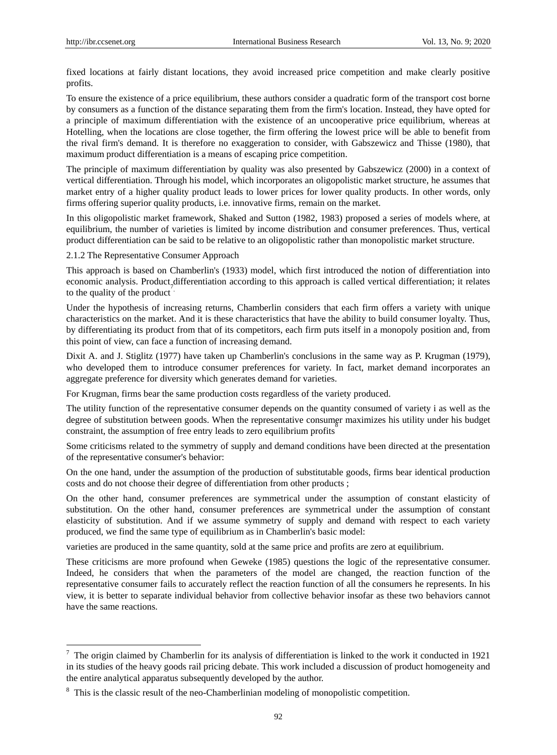fixed locations at fairly distant locations, they avoid increased price competition and make clearly positive profits.

To ensure the existence of a price equilibrium, these authors consider a quadratic form of the transport cost borne by consumers as a function of the distance separating them from the firm's location. Instead, they have opted for a principle of maximum differentiation with the existence of an uncooperative price equilibrium, whereas at Hotelling, when the locations are close together, the firm offering the lowest price will be able to benefit from the rival firm's demand. It is therefore no exaggeration to consider, with Gabszewicz and Thisse (1980), that maximum product differentiation is a means of escaping price competition.

The principle of maximum differentiation by quality was also presented by Gabszewicz (2000) in a context of vertical differentiation. Through his model, which incorporates an oligopolistic market structure, he assumes that market entry of a higher quality product leads to lower prices for lower quality products. In other words, only firms offering superior quality products, i.e. innovative firms, remain on the market.

In this oligopolistic market framework, Shaked and Sutton (1982, 1983) proposed a series of models where, at equilibrium, the number of varieties is limited by income distribution and consumer preferences. Thus, vertical product differentiation can be said to be relative to an oligopolistic rather than monopolistic market structure.

### 2.1.2 The Representative Consumer Approach

This approach is based on Chamberlin's (1933) model, which first introduced the notion of differentiation into economic analysis. Product differentiation according to this approach is called vertical differentiation; it relates to the quality of the product [7].

Under the hypothesis of increasing returns, Chamberlin considers that each firm offers a variety with unique characteristics on the market. And it is these characteristics that have the ability to build consumer loyalty. Thus, by differentiating its product from that of its competitors, each firm puts itself in a monopoly position and, from this point of view, can face a function of increasing demand.

Dixit A. and J. Stiglitz (1977) have taken up Chamberlin's conclusions in the same way as P. Krugman (1979), who developed them to introduce consumer preferences for variety. In fact, market demand incorporates an aggregate preference for diversity which generates demand for varieties.

For Krugman, firms bear the same production costs regardless of the variety produced.

The utility function of the representative consumer depends on the quantity consumed of variety i as well as the degree of substitution between goods. When the representative consumer maximizes his utility under his budget constraint, the assumption of free entry leads to zero equilibrium profits [8]

Some criticisms related to the symmetry of supply and demand conditions have been directed at the presentation of the representative consumer's behavior:

On the one hand, under the assumption of the production of substitutable goods, firms bear identical production costs and do not choose their degree of differentiation from other products ;

On the other hand, consumer preferences are symmetrical under the assumption of constant elasticity of substitution. On the other hand, consumer preferences are symmetrical under the assumption of constant elasticity of substitution. And if we assume symmetry of supply and demand with respect to each variety produced, we find the same type of equilibrium as in Chamberlin's basic model:

varieties are produced in the same quantity, sold at the same price and profits are zero at equilibrium.

These criticisms are more profound when Geweke (1985) questions the logic of the representative consumer. Indeed, he considers that when the parameters of the model are changed, the reaction function of the representative consumer fails to accurately reflect the reaction function of all the consumers he represents. In his view, it is better to separate individual behavior from collective behavior insofar as these two behaviors cannot have the same reactions.

---

[7] The origin claimed by Chamberlin for its analysis of differentiation is linked to the work it conducted in 1921 in its studies of the heavy goods rail pricing debate. This work included a discussion of product homogeneity and the entire analytical apparatus subsequently developed by the author.

[8] This is the classic result of the neo-Chamberlinian modeling of monopolistic competition.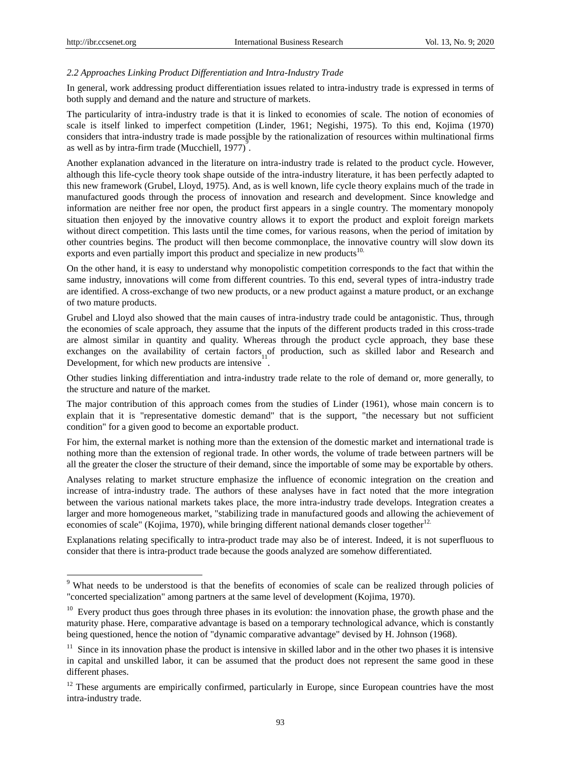*2.2 Approaches Linking Product Differentiation and Intra-Industry Trade*

In general, work addressing product differentiation issues related to intra-industry trade is expressed in terms of both supply and demand and the nature and structure of markets.

The particularity of intra-industry trade is that it is linked to economies of scale. The notion of economies of scale is itself linked to imperfect competition (Linder, 1961; Negishi, 1975). To this end, Kojima (1970) considers that intra-industry trade is made possible by the rationalization of resources within multinational firms as well as by intra-firm trade (Mucchiell, 1977)[9].

Another explanation advanced in the literature on intra-industry trade is related to the product cycle. However, although this life-cycle theory took shape outside of the intra-industry literature, it has been perfectly adapted to this new framework (Grubel, Lloyd, 1975). And, as is well known, life cycle theory explains much of the trade in manufactured goods through the process of innovation and research and development. Since knowledge and information are neither free nor open, the product first appears in a single country. The momentary monopoly situation then enjoyed by the innovative country allows it to export the product and exploit foreign markets without direct competition. This lasts until the time comes, for various reasons, when the period of imitation by other countries begins. The product will then become commonplace, the innovative country will slow down its exports and even partially import this product and specialize in new products[10].

On the other hand, it is easy to understand why monopolistic competition corresponds to the fact that within the same industry, innovations will come from different countries. To this end, several types of intra-industry trade are identified. A cross-exchange of two new products, or a new product against a mature product, or an exchange of two mature products.

Grubel and Lloyd also showed that the main causes of intra-industry trade could be antagonistic. Thus, through the economies of scale approach, they assume that the inputs of the different products traded in this cross-trade are almost similar in quantity and quality. Whereas through the product cycle approach, they base these exchanges on the availability of certain factors of production, such as skilled labor and Research and Development, for which new products are intensive[11].

Other studies linking differentiation and intra-industry trade relate to the role of demand or, more generally, to the structure and nature of the market.

The major contribution of this approach comes from the studies of Linder (1961), whose main concern is to explain that it is "representative domestic demand" that is the support, "the necessary but not sufficient condition" for a given good to become an exportable product.

For him, the external market is nothing more than the extension of the domestic market and international trade is nothing more than the extension of regional trade. In other words, the volume of trade between partners will be all the greater the closer the structure of their demand, since the importable of some may be exportable by others.

Analyses relating to market structure emphasize the influence of economic integration on the creation and increase of intra-industry trade. The authors of these analyses have in fact noted that the more integration between the various national markets takes place, the more intra-industry trade develops. Integration creates a larger and more homogeneous market, "stabilizing trade in manufactured goods and allowing the achievement of economies of scale" (Kojima, 1970), while bringing different national demands closer together[12].

Explanations relating specifically to intra-product trade may also be of interest. Indeed, it is not superfluous to consider that there is intra-product trade because the goods analyzed are somehow differentiated.

---

[9] What needs to be understood is that the benefits of economies of scale can be realized through policies of "concerted specialization" among partners at the same level of development (Kojima, 1970).

[10] Every product thus goes through three phases in its evolution: the innovation phase, the growth phase and the maturity phase. Here, comparative advantage is based on a temporary technological advance, which is constantly being questioned, hence the notion of "dynamic comparative advantage" devised by H. Johnson (1968).

[11] Since in its innovation phase the product is intensive in skilled labor and in the other two phases it is intensive in capital and unskilled labor, it can be assumed that the product does not represent the same good in these different phases.

[12] These arguments are empirically confirmed, particularly in Europe, since European countries have the most intra-industry trade.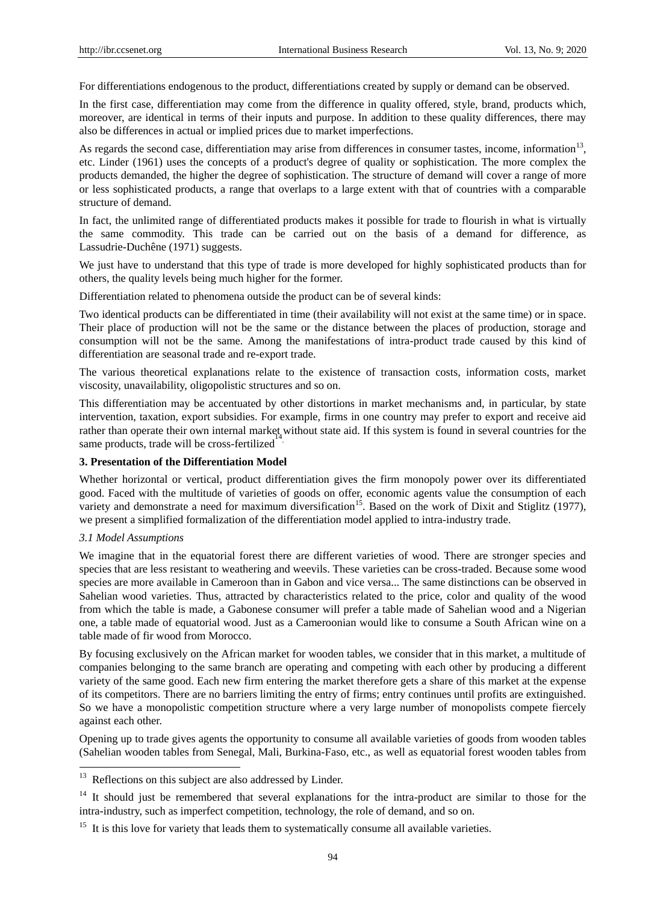For differentiations endogenous to the product, differentiations created by supply or demand can be observed.

In the first case, differentiation may come from the difference in quality offered, style, brand, products which, moreover, are identical in terms of their inputs and purpose. In addition to these quality differences, there may also be differences in actual or implied prices due to market imperfections.

As regards the second case, differentiation may arise from differences in consumer tastes, income, information[13], etc. Linder (1961) uses the concepts of a product's degree of quality or sophistication. The more complex the products demanded, the higher the degree of sophistication. The structure of demand will cover a range of more or less sophisticated products, a range that overlaps to a large extent with that of countries with a comparable structure of demand.

In fact, the unlimited range of differentiated products makes it possible for trade to flourish in what is virtually the same commodity. This trade can be carried out on the basis of a demand for difference, as Lassudrie-Duchêne (1971) suggests.

We just have to understand that this type of trade is more developed for highly sophisticated products than for others, the quality levels being much higher for the former.

Differentiation related to phenomena outside the product can be of several kinds:

Two identical products can be differentiated in time (their availability will not exist at the same time) or in space. Their place of production will not be the same or the distance between the places of production, storage and consumption will not be the same. Among the manifestations of intra-product trade caused by this kind of differentiation are seasonal trade and re-export trade.

The various theoretical explanations relate to the existence of transaction costs, information costs, market viscosity, unavailability, oligopolistic structures and so on.

This differentiation may be accentuated by other distortions in market mechanisms and, in particular, by state intervention, taxation, export subsidies. For example, firms in one country may prefer to export and receive aid rather than operate their own internal market without state aid. If this system is found in several countries for the same products, trade will be cross-fertilized[14].

**3. Presentation of the Differentiation Model**

Whether horizontal or vertical, product differentiation gives the firm monopoly power over its differentiated good. Faced with the multitude of varieties of goods on offer, economic agents value the consumption of each variety and demonstrate a need for maximum diversification[15]. Based on the work of Dixit and Stiglitz (1977), we present a simplified formalization of the differentiation model applied to intra-industry trade.

*3.1 Model Assumptions*

We imagine that in the equatorial forest there are different varieties of wood. There are stronger species and species that are less resistant to weathering and weevils. These varieties can be cross-traded. Because some wood species are more available in Cameroon than in Gabon and vice versa... The same distinctions can be observed in Sahelian wood varieties. Thus, attracted by characteristics related to the price, color and quality of the wood from which the table is made, a Gabonese consumer will prefer a table made of Sahelian wood and a Nigerian one, a table made of equatorial wood. Just as a Cameroonian would like to consume a South African wine on a table made of fir wood from Morocco.

By focusing exclusively on the African market for wooden tables, we consider that in this market, a multitude of companies belonging to the same branch are operating and competing with each other by producing a different variety of the same good. Each new firm entering the market therefore gets a share of this market at the expense of its competitors. There are no barriers limiting the entry of firms; entry continues until profits are extinguished. So we have a monopolistic competition structure where a very large number of monopolists compete fiercely against each other.

Opening up to trade gives agents the opportunity to consume all available varieties of goods from wooden tables (Sahelian wooden tables from Senegal, Mali, Burkina-Faso, etc., as well as equatorial forest wooden tables from

---

[13] Reflections on this subject are also addressed by Linder.

[14] It should just be remembered that several explanations for the intra-product are similar to those for the intra-industry, such as imperfect competition, technology, the role of demand, and so on.

[15] It is this love for variety that leads them to systematically consume all available varieties.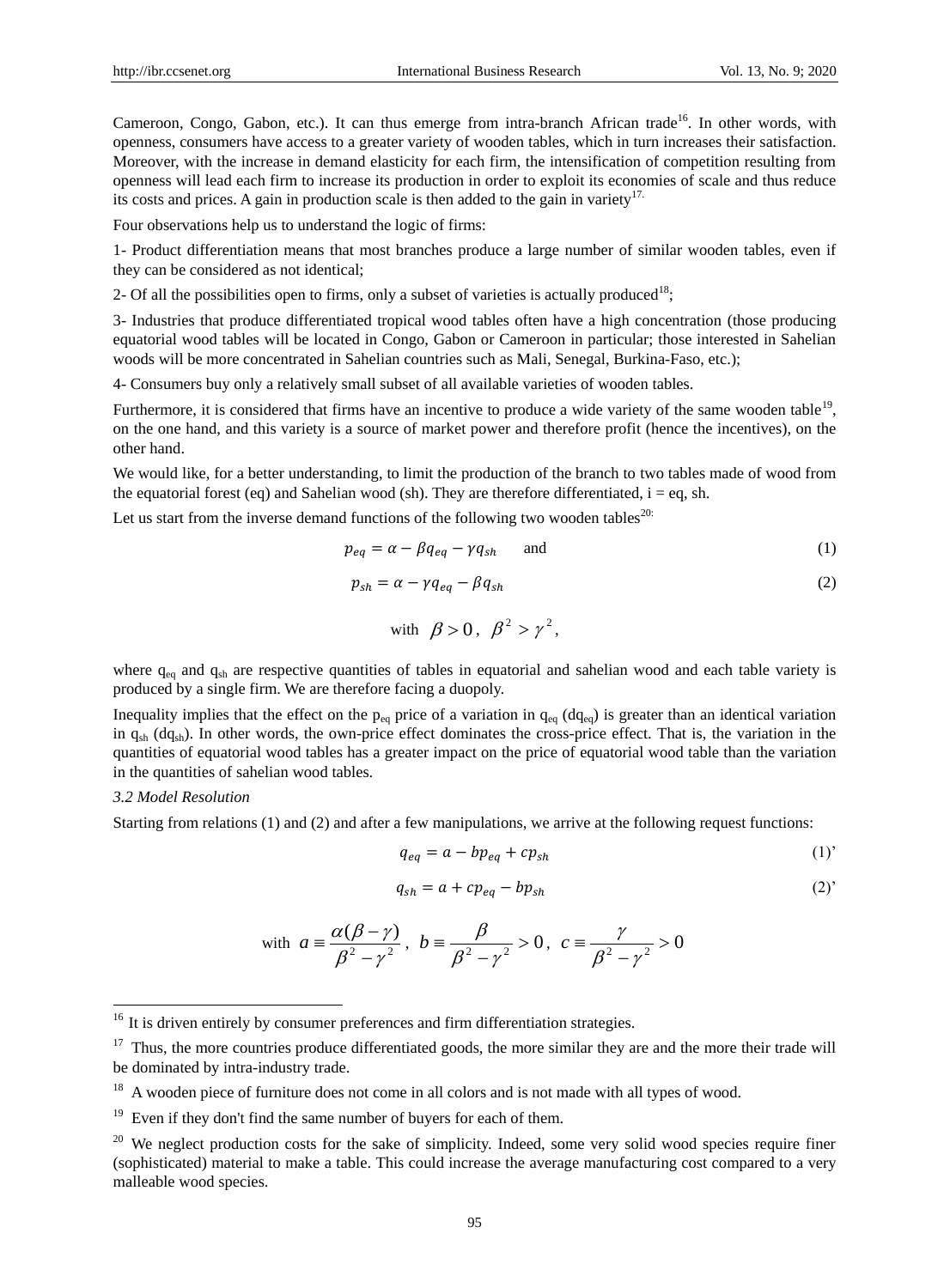Cameroon, Congo, Gabon, etc.). It can thus emerge from intra-branch African trade[16]. In other words, with openness, consumers have access to a greater variety of wooden tables, which in turn increases their satisfaction. Moreover, with the increase in demand elasticity for each firm, the intensification of competition resulting from openness will lead each firm to increase its production in order to exploit its economies of scale and thus reduce its costs and prices. A gain in production scale is then added to the gain in variety[17].

Four observations help us to understand the logic of firms:

1- Product differentiation means that most branches produce a large number of similar wooden tables, even if they can be considered as not identical;

2- Of all the possibilities open to firms, only a subset of varieties is actually produced[18];

3- Industries that produce differentiated tropical wood tables often have a high concentration (those producing equatorial wood tables will be located in Congo, Gabon or Cameroon in particular; those interested in Sahelian woods will be more concentrated in Sahelian countries such as Mali, Senegal, Burkina-Faso, etc.);

4- Consumers buy only a relatively small subset of all available varieties of wooden tables.

Furthermore, it is considered that firms have an incentive to produce a wide variety of the same wooden table[19], on the one hand, and this variety is a source of market power and therefore profit (hence the incentives), on the other hand.

We would like, for a better understanding, to limit the production of the branch to two tables made of wood from the equatorial forest (eq) and Sahelian wood (sh). They are therefore differentiated, i = eq, sh.

Let us start from the inverse demand functions of the following two wooden tables[20]:

$$p_{eq} = \alpha - \beta q_{eq} - \gamma q_{sh} \quad \text{and} \tag{1}$$

$$p_{sh} = \alpha - \gamma q_{eq} - \beta q_{sh} \tag{2}$$

$$\text{with } \beta > 0,\ \beta^2 > \gamma^2,$$

where $q_{eq}$ and $q_{sh}$ are respective quantities of tables in equatorial and sahelian wood and each table variety is produced by a single firm. We are therefore facing a duopoly.

Inequality implies that the effect on the $p_{eq}$ price of a variation in $q_{eq}$ ($dq_{eq}$) is greater than an identical variation in $q_{sh}$ ($dq_{sh}$). In other words, the own-price effect dominates the cross-price effect. That is, the variation in the quantities of equatorial wood tables has a greater impact on the price of equatorial wood table than the variation in the quantities of sahelian wood tables.

*3.2 Model Resolution*

Starting from relations (1) and (2) and after a few manipulations, we arrive at the following request functions:

$$q_{eq} = a - bp_{eq} + cp_{sh} \tag{1'}$$

$$q_{sh} = a + cp_{eq} - bp_{sh} \tag{2'}$$

$$\text{with } a \equiv \frac{\alpha(\beta-\gamma)}{\beta^2-\gamma^2},\ b \equiv \frac{\beta}{\beta^2-\gamma^2} > 0,\ c \equiv \frac{\gamma}{\beta^2-\gamma^2} > 0$$

---

[16] It is driven entirely by consumer preferences and firm differentiation strategies.

[17] Thus, the more countries produce differentiated goods, the more similar they are and the more their trade will be dominated by intra-industry trade.

[18] A wooden piece of furniture does not come in all colors and is not made with all types of wood.

[19] Even if they don't find the same number of buyers for each of them.

[20] We neglect production costs for the sake of simplicity. Indeed, some very solid wood species require finer (sophisticated) material to make a table. This could increase the average manufacturing cost compared to a very malleable wood species.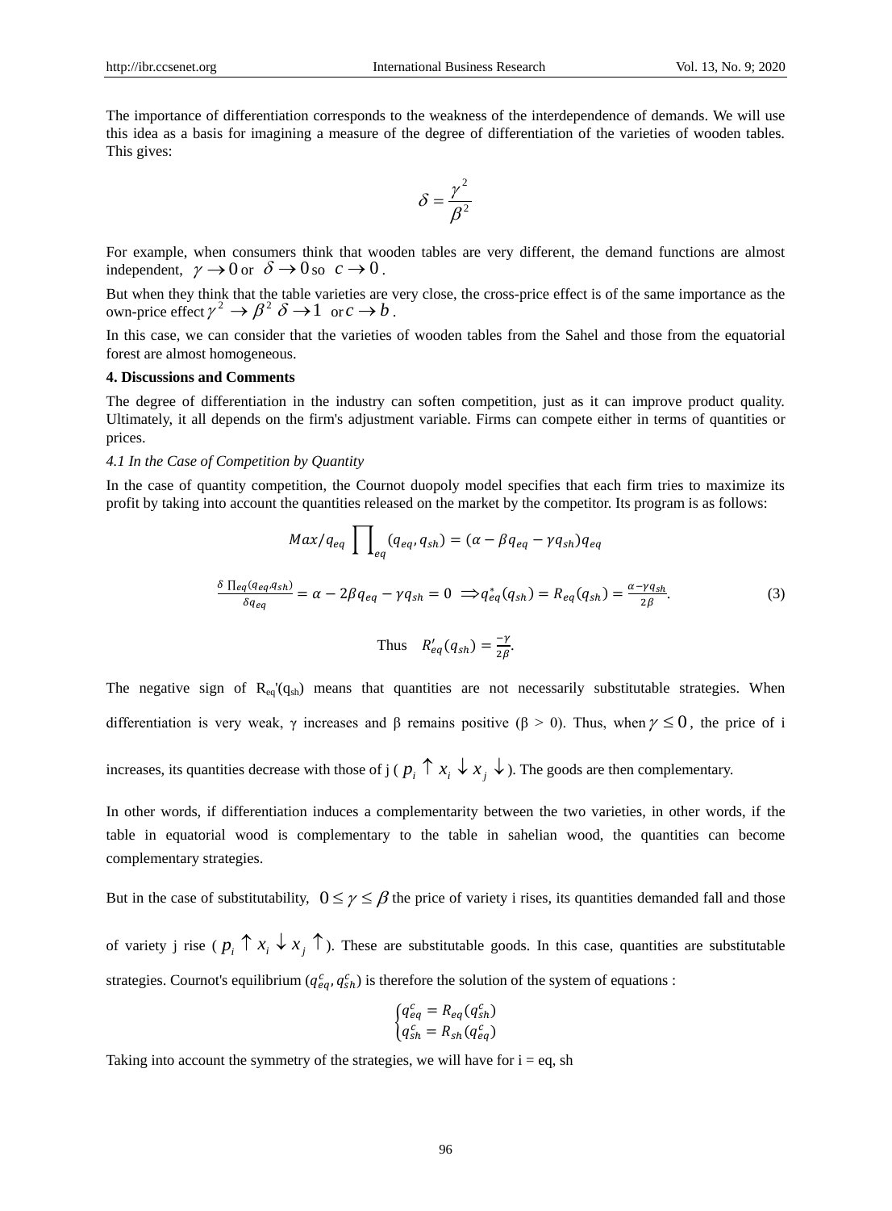The importance of differentiation corresponds to the weakness of the interdependence of demands. We will use this idea as a basis for imagining a measure of the degree of differentiation of the varieties of wooden tables. This gives:

$$\delta = \frac{\gamma^2}{\beta^2}$$

For example, when consumers think that wooden tables are very different, the demand functions are almost independent, $\gamma \to 0$ or $\delta \to 0$ so $c \to 0$.

But when they think that the table varieties are very close, the cross-price effect is of the same importance as the own-price effect $\gamma^2 \to \beta^2$ $\delta \to 1$ or $c \to b$.

In this case, we can consider that the varieties of wooden tables from the Sahel and those from the equatorial forest are almost homogeneous.

## 4. Discussions and Comments

The degree of differentiation in the industry can soften competition, just as it can improve product quality. Ultimately, it all depends on the firm's adjustment variable. Firms can compete either in terms of quantities or prices.

### *4.1 In the Case of Competition by Quantity*

In the case of quantity competition, the Cournot duopoly model specifies that each firm tries to maximize its profit by taking into account the quantities released on the market by the competitor. Its program is as follows:

$$Max/q_{eq} \prod_{eq}(q_{eq}, q_{sh}) = (\alpha - \beta q_{eq} - \gamma q_{sh})q_{eq}$$

$$\frac{\delta \prod_{eq}(q_{eq}, q_{sh})}{\delta q_{eq}} = \alpha - 2\beta q_{eq} - \gamma q_{sh} = 0 \implies q_{eq}^*(q_{sh}) = R_{eq}(q_{sh}) = \frac{\alpha - \gamma q_{sh}}{2\beta}. \quad (3)$$

$$\text{Thus} \quad R'_{eq}(q_{sh}) = \frac{-\gamma}{2\beta}.$$

The negative sign of $R_{eq}'(q_{sh})$ means that quantities are not necessarily substitutable strategies. When differentiation is very weak, $\gamma$ increases and $\beta$ remains positive ($\beta > 0$). Thus, when $\gamma \leq 0$, the price of i increases, its quantities decrease with those of j ($p_i \uparrow x_i \downarrow x_j \downarrow$). The goods are then complementary.

In other words, if differentiation induces a complementarity between the two varieties, in other words, if the table in equatorial wood is complementary to the table in sahelian wood, the quantities can become complementary strategies.

But in the case of substitutability, $0 \leq \gamma \leq \beta$ the price of variety i rises, its quantities demanded fall and those of variety j rise ($p_i \uparrow x_i \downarrow x_j \uparrow$). These are substitutable goods. In this case, quantities are substitutable strategies. Cournot's equilibrium $(q_{eq}^c, q_{sh}^c)$ is therefore the solution of the system of equations :

$$\begin{cases} q_{eq}^c = R_{eq}(q_{sh}^c) \\ q_{sh}^c = R_{sh}(q_{eq}^c) \end{cases}$$

Taking into account the symmetry of the strategies, we will have for i = eq, sh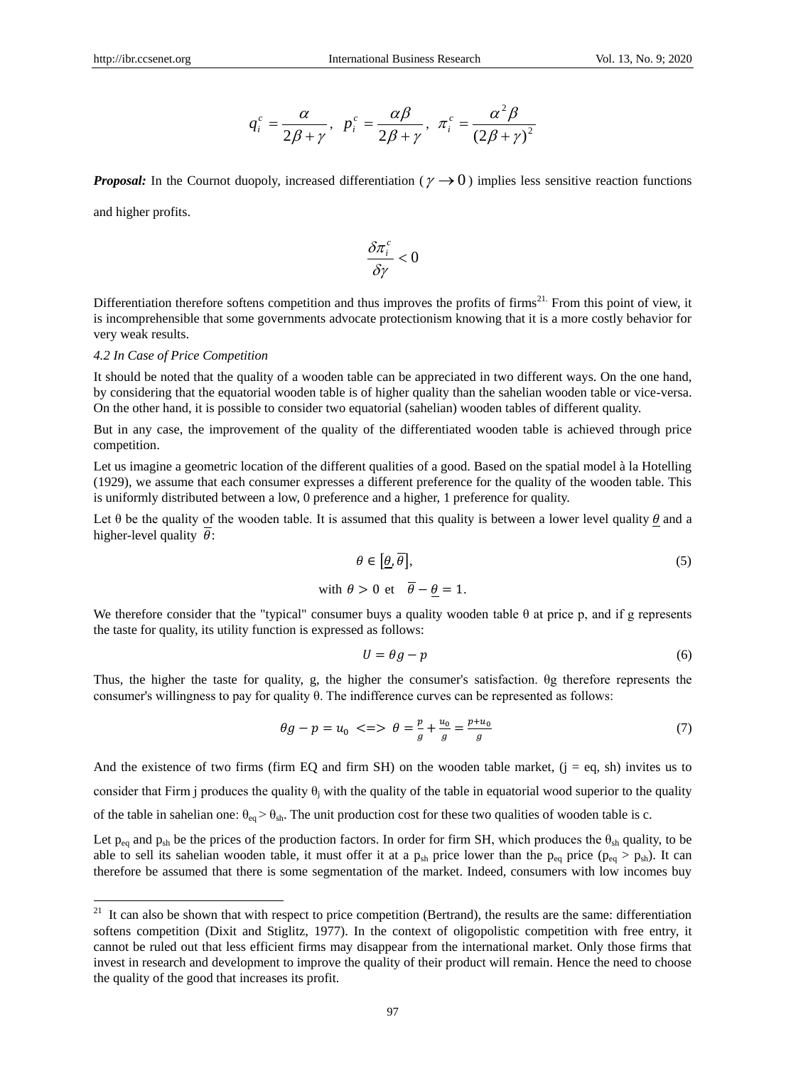$$q_i^c = \frac{\alpha}{2\beta + \gamma}, \quad p_i^c = \frac{\alpha\beta}{2\beta + \gamma}, \quad \pi_i^c = \frac{\alpha^2\beta}{(2\beta + \gamma)^2}$$

***Proposal:*** In the Cournot duopoly, increased differentiation ($\gamma \rightarrow 0$) implies less sensitive reaction functions and higher profits.

$$\frac{\delta \pi_i^c}{\delta \gamma} < 0$$

Differentiation therefore softens competition and thus improves the profits of firms[21]. From this point of view, it is incomprehensible that some governments advocate protectionism knowing that it is a more costly behavior for very weak results.

*4.2 In Case of Price Competition*

It should be noted that the quality of a wooden table can be appreciated in two different ways. On the one hand, by considering that the equatorial wooden table is of higher quality than the sahelian wooden table or vice-versa. On the other hand, it is possible to consider two equatorial (sahelian) wooden tables of different quality.

But in any case, the improvement of the quality of the differentiated wooden table is achieved through price competition.

Let us imagine a geometric location of the different qualities of a good. Based on the spatial model à la Hotelling (1929), we assume that each consumer expresses a different preference for the quality of the wooden table. This is uniformly distributed between a low, 0 preference and a higher, 1 preference for quality.

Let θ be the quality of the wooden table. It is assumed that this quality is between a lower level quality $\underline{\theta}$ and a higher-level quality $\overline{\theta}$:

$$\theta \in [\underline{\theta}, \overline{\theta}], \tag{5}$$

$$\text{with } \theta > 0 \text{ et } \quad \overline{\theta} - \underline{\theta} = 1.$$

We therefore consider that the "typical" consumer buys a quality wooden table θ at price p, and if g represents the taste for quality, its utility function is expressed as follows:

$$U = \theta g - p \tag{6}$$

Thus, the higher the taste for quality, g, the higher the consumer's satisfaction. θg therefore represents the consumer's willingness to pay for quality θ. The indifference curves can be represented as follows:

$$\theta g - p = u_0 \iff \theta = \frac{p}{g} + \frac{u_0}{g} = \frac{p + u_0}{g} \tag{7}$$

And the existence of two firms (firm EQ and firm SH) on the wooden table market, (j = eq, sh) invites us to consider that Firm j produces the quality $\theta_j$ with the quality of the table in equatorial wood superior to the quality of the table in sahelian one: $\theta_{eq} > \theta_{sh}$. The unit production cost for these two qualities of wooden table is c.

Let $p_{eq}$ and $p_{sh}$ be the prices of the production factors. In order for firm SH, which produces the $\theta_{sh}$ quality, to be able to sell its sahelian wooden table, it must offer it at a $p_{sh}$ price lower than the $p_{eq}$ price ($p_{eq} > p_{sh}$). It can therefore be assumed that there is some segmentation of the market. Indeed, consumers with low incomes buy

---

[21] It can also be shown that with respect to price competition (Bertrand), the results are the same: differentiation softens competition (Dixit and Stiglitz, 1977). In the context of oligopolistic competition with free entry, it cannot be ruled out that less efficient firms may disappear from the international market. Only those firms that invest in research and development to improve the quality of their product will remain. Hence the need to choose the quality of the good that increases its profit.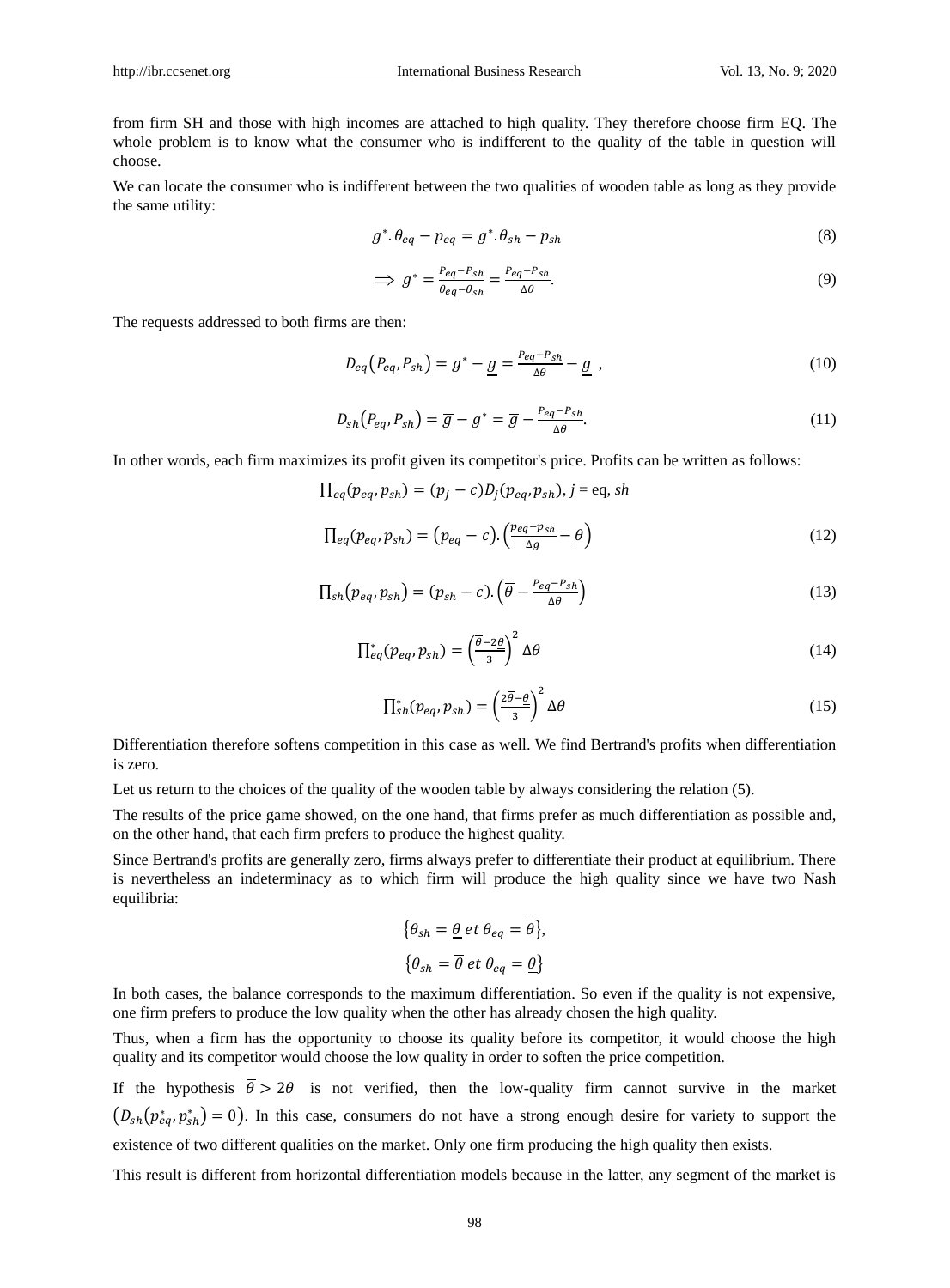from firm SH and those with high incomes are attached to high quality. They therefore choose firm EQ. The whole problem is to know what the consumer who is indifferent to the quality of the table in question will choose.

We can locate the consumer who is indifferent between the two qualities of wooden table as long as they provide the same utility:

$$g^{*}.\theta_{eq} - p_{eq} = g^{*}.\theta_{sh} - p_{sh} \tag{8}$$

$$\Rightarrow g^{*} = \frac{P_{eq}-P_{sh}}{\theta_{eq}-\theta_{sh}} = \frac{P_{eq}-P_{sh}}{\Delta\theta}. \tag{9}$$

The requests addressed to both firms are then:

$$D_{eq}\left(P_{eq}, P_{sh}\right) = g^{*} - \underline{g} = \frac{P_{eq}-P_{sh}}{\Delta\theta} - \underline{g} \ , \tag{10}$$

$$D_{sh}\left(P_{eq}, P_{sh}\right) = \overline{g} - g^{*} = \overline{g} - \frac{P_{eq}-P_{sh}}{\Delta\theta}. \tag{11}$$

In other words, each firm maximizes its profit given its competitor's price. Profits can be written as follows:

$$\prod\nolimits_{eq}(p_{eq}, p_{sh}) = (p_j - c)D_j(p_{eq}, p_{sh}),\ j = \text{eq},\ sh$$

$$\prod\nolimits_{eq}(p_{eq}, p_{sh}) = \left(p_{eq} - c\right).\left(\frac{p_{eq}-p_{sh}}{\Delta g} - \underline{\theta}\right) \tag{12}$$

$$\prod\nolimits_{sh}(p_{eq}, p_{sh}) = (p_{sh} - c).\left(\overline{\theta} - \frac{P_{eq}-P_{sh}}{\Delta\theta}\right) \tag{13}$$

$$\prod\nolimits_{eq}^{*}(p_{eq}, p_{sh}) = \left(\frac{\overline{\theta}-2\underline{\theta}}{3}\right)^{2}\Delta\theta \tag{14}$$

$$\prod\nolimits_{sh}^{*}(p_{eq}, p_{sh}) = \left(\frac{2\overline{\theta}-\underline{\theta}}{3}\right)^{2}\Delta\theta \tag{15}$$

Differentiation therefore softens competition in this case as well. We find Bertrand's profits when differentiation is zero.

Let us return to the choices of the quality of the wooden table by always considering the relation (5).

The results of the price game showed, on the one hand, that firms prefer as much differentiation as possible and, on the other hand, that each firm prefers to produce the highest quality.

Since Bertrand's profits are generally zero, firms always prefer to differentiate their product at equilibrium. There is nevertheless an indeterminacy as to which firm will produce the high quality since we have two Nash equilibria:

$$\left\{\theta_{sh} = \underline{\theta}\ et\ \theta_{eq} = \overline{\theta}\right\},$$

$$\left\{\theta_{sh} = \overline{\theta}\ et\ \theta_{eq} = \underline{\theta}\right\}$$

In both cases, the balance corresponds to the maximum differentiation. So even if the quality is not expensive, one firm prefers to produce the low quality when the other has already chosen the high quality.

Thus, when a firm has the opportunity to choose its quality before its competitor, it would choose the high quality and its competitor would choose the low quality in order to soften the price competition.

If the hypothesis $\overline{\theta} > 2\underline{\theta}$ is not verified, then the low-quality firm cannot survive in the market $\left(D_{sh}\left(p_{eq}^{*}, p_{sh}^{*}\right) = 0\right)$. In this case, consumers do not have a strong enough desire for variety to support the existence of two different qualities on the market. Only one firm producing the high quality then exists.

This result is different from horizontal differentiation models because in the latter, any segment of the market is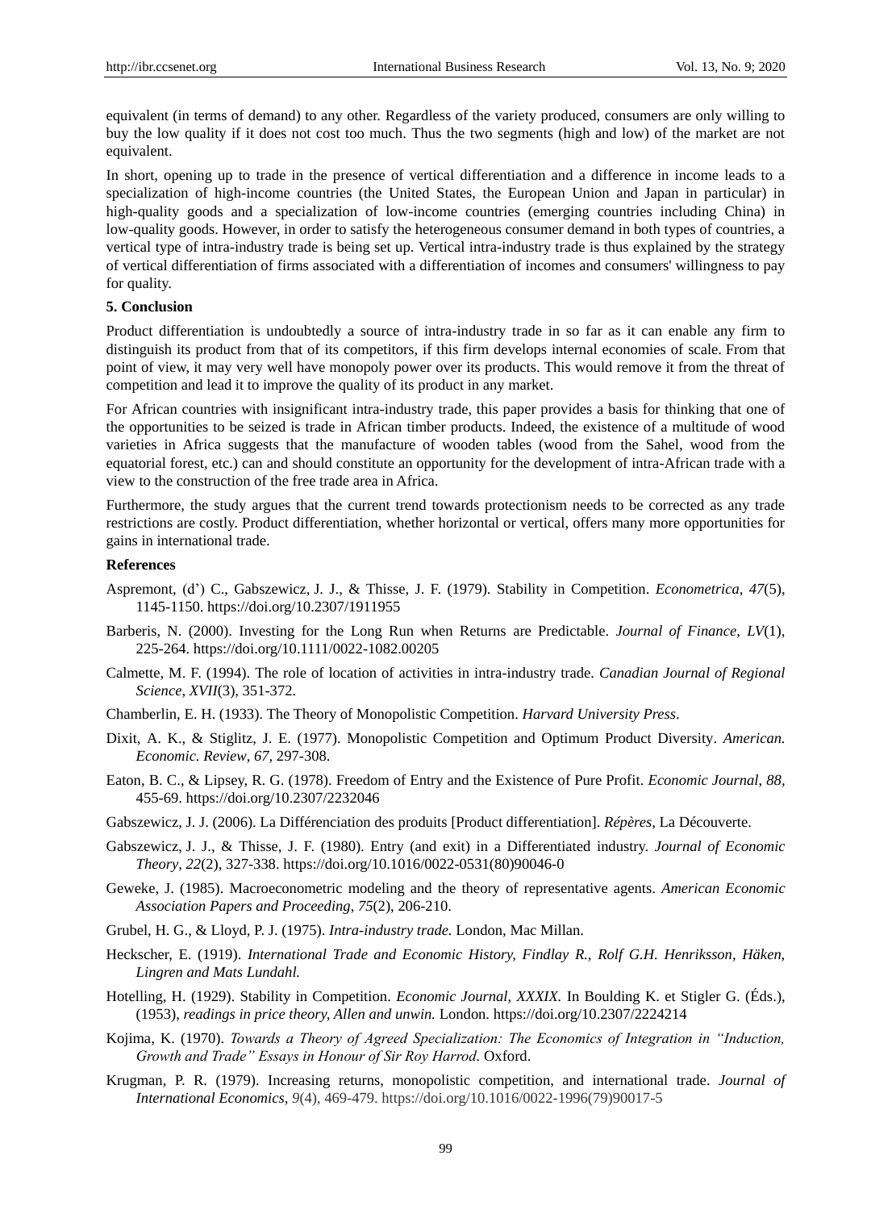equivalent (in terms of demand) to any other. Regardless of the variety produced, consumers are only willing to buy the low quality if it does not cost too much. Thus the two segments (high and low) of the market are not equivalent.

In short, opening up to trade in the presence of vertical differentiation and a difference in income leads to a specialization of high-income countries (the United States, the European Union and Japan in particular) in high-quality goods and a specialization of low-income countries (emerging countries including China) in low-quality goods. However, in order to satisfy the heterogeneous consumer demand in both types of countries, a vertical type of intra-industry trade is being set up. Vertical intra-industry trade is thus explained by the strategy of vertical differentiation of firms associated with a differentiation of incomes and consumers' willingness to pay for quality.

**5. Conclusion**

Product differentiation is undoubtedly a source of intra-industry trade in so far as it can enable any firm to distinguish its product from that of its competitors, if this firm develops internal economies of scale. From that point of view, it may very well have monopoly power over its products. This would remove it from the threat of competition and lead it to improve the quality of its product in any market.

For African countries with insignificant intra-industry trade, this paper provides a basis for thinking that one of the opportunities to be seized is trade in African timber products. Indeed, the existence of a multitude of wood varieties in Africa suggests that the manufacture of wooden tables (wood from the Sahel, wood from the equatorial forest, etc.) can and should constitute an opportunity for the development of intra-African trade with a view to the construction of the free trade area in Africa.

Furthermore, the study argues that the current trend towards protectionism needs to be corrected as any trade restrictions are costly. Product differentiation, whether horizontal or vertical, offers many more opportunities for gains in international trade.

**References**

Aspremont, (d') C., Gabszewicz, J. J., & Thisse, J. F. (1979). Stability in Competition. *Econometrica*, *47*(5), 1145-1150. https://doi.org/10.2307/1911955

Barberis, N. (2000). Investing for the Long Run when Returns are Predictable. *Journal of Finance*, *LV*(1), 225-264. https://doi.org/10.1111/0022-1082.00205

Calmette, M. F. (1994). The role of location of activities in intra-industry trade. *Canadian Journal of Regional Science, XVII*(3), 351-372.

Chamberlin, E. H. (1933). The Theory of Monopolistic Competition. *Harvard University Press*.

Dixit, A. K., & Stiglitz, J. E. (1977). Monopolistic Competition and Optimum Product Diversity. *American. Economic. Review*, *67*, 297-308.

Eaton, B. C., & Lipsey, R. G. (1978). Freedom of Entry and the Existence of Pure Profit. *Economic Journal*, *88*, 455-69. https://doi.org/10.2307/2232046

Gabszewicz, J. J. (2006). La Différenciation des produits [Product differentiation]. *Répères*, La Découverte.

Gabszewicz, J. J., & Thisse, J. F. (1980). Entry (and exit) in a Differentiated industry. *Journal of Economic Theory*, *22*(2), 327-338. https://doi.org/10.1016/0022-0531(80)90046-0

Geweke, J. (1985). Macroeconometric modeling and the theory of representative agents. *American Economic Association Papers and Proceeding*, *75*(2), 206-210.

Grubel, H. G., & Lloyd, P. J. (1975). *Intra-industry trade.* London, Mac Millan.

Heckscher, E. (1919). *International Trade and Economic History, Findlay R., Rolf G.H. Henriksson, Häken, Lingren and Mats Lundahl.*

Hotelling, H. (1929). Stability in Competition. *Economic Journal*, *XXXIX*. In Boulding K. et Stigler G. (Éds.), (1953), *readings in price theory, Allen and unwin.* London. https://doi.org/10.2307/2224214

Kojima, K. (1970). *Towards a Theory of Agreed Specialization: The Economics of Integration in "Induction, Growth and Trade" Essays in Honour of Sir Roy Harrod.* Oxford.

Krugman, P. R. (1979). Increasing returns, monopolistic competition, and international trade. *Journal of International Economics*, *9*(4), 469-479. https://doi.org/10.1016/0022-1996(79)90017-5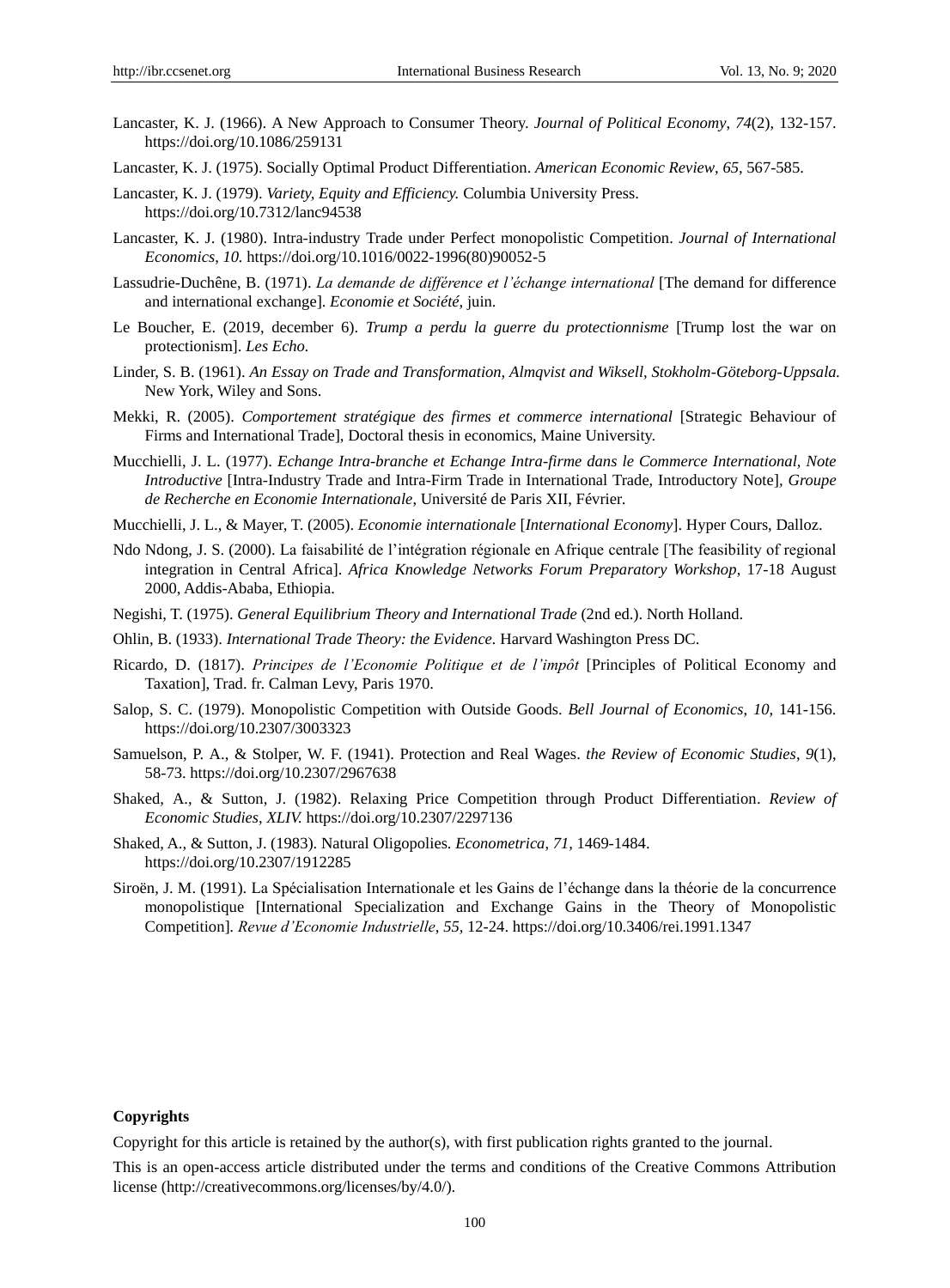Lancaster, K. J. (1966). A New Approach to Consumer Theory. *Journal of Political Economy*, *74*(2), 132-157. https://doi.org/10.1086/259131

Lancaster, K. J. (1975). Socially Optimal Product Differentiation. *American Economic Review*, *65,* 567-585.

Lancaster, K. J. (1979). *Variety, Equity and Efficiency.* Columbia University Press. https://doi.org/10.7312/lanc94538

Lancaster, K. J. (1980). Intra-industry Trade under Perfect monopolistic Competition. *Journal of International Economics*, *10.* https://doi.org/10.1016/0022-1996(80)90052-5

Lassudrie-Duchêne, B. (1971). *La demande de différence et l'échange international* [The demand for difference and international exchange]. *Economie et Société,* juin.

Le Boucher, E. (2019, december 6). *Trump a perdu la guerre du protectionnisme* [Trump lost the war on protectionism]. *Les Echo.*

Linder, S. B. (1961). *An Essay on Trade and Transformation, Almqvist and Wiksell, Stokholm-Göteborg-Uppsala.* New York, Wiley and Sons.

Mekki, R. (2005). *Comportement stratégique des firmes et commerce international* [Strategic Behaviour of Firms and International Trade], Doctoral thesis in economics, Maine University.

Mucchielli, J. L. (1977). *Echange Intra-branche et Echange Intra-firme dans le Commerce International, Note Introductive* [Intra-Industry Trade and Intra-Firm Trade in International Trade, Introductory Note], *Groupe de Recherche en Economie Internationale,* Université de Paris XII, Février.

Mucchielli, J. L., & Mayer, T. (2005). *Economie internationale* [*International Economy*]. Hyper Cours, Dalloz.

Ndo Ndong, J. S. (2000). La faisabilité de l'intégration régionale en Afrique centrale [The feasibility of regional integration in Central Africa]. *Africa Knowledge Networks Forum Preparatory Workshop*, 17-18 August 2000, Addis-Ababa, Ethiopia.

Negishi, T. (1975). *General Equilibrium Theory and International Trade* (2nd ed.). North Holland.

Ohlin, B. (1933). *International Trade Theory: the Evidence.* Harvard Washington Press DC.

Ricardo, D. (1817). *Principes de l'Economie Politique et de l'impôt* [Principles of Political Economy and Taxation], Trad. fr. Calman Levy, Paris 1970.

Salop, S. C. (1979). Monopolistic Competition with Outside Goods. *Bell Journal of Economics, 10,* 141-156. https://doi.org/10.2307/3003323

Samuelson, P. A., & Stolper, W. F. (1941). Protection and Real Wages. *the Review of Economic Studies*, *9*(1), 58-73. https://doi.org/10.2307/2967638

Shaked, A., & Sutton, J. (1982). Relaxing Price Competition through Product Differentiation. *Review of Economic Studies*, *XLIV.* https://doi.org/10.2307/2297136

Shaked, A., & Sutton, J. (1983). Natural Oligopolies. *Econometrica*, *71,* 1469-1484. https://doi.org/10.2307/1912285

Siroën, J. M. (1991). La Spécialisation Internationale et les Gains de l'échange dans la théorie de la concurrence monopolistique [International Specialization and Exchange Gains in the Theory of Monopolistic Competition]. *Revue d'Economie Industrielle*, *55,* 12-24. https://doi.org/10.3406/rei.1991.1347

**Copyrights**

Copyright for this article is retained by the author(s), with first publication rights granted to the journal.

This is an open-access article distributed under the terms and conditions of the Creative Commons Attribution license (http://creativecommons.org/licenses/by/4.0/).